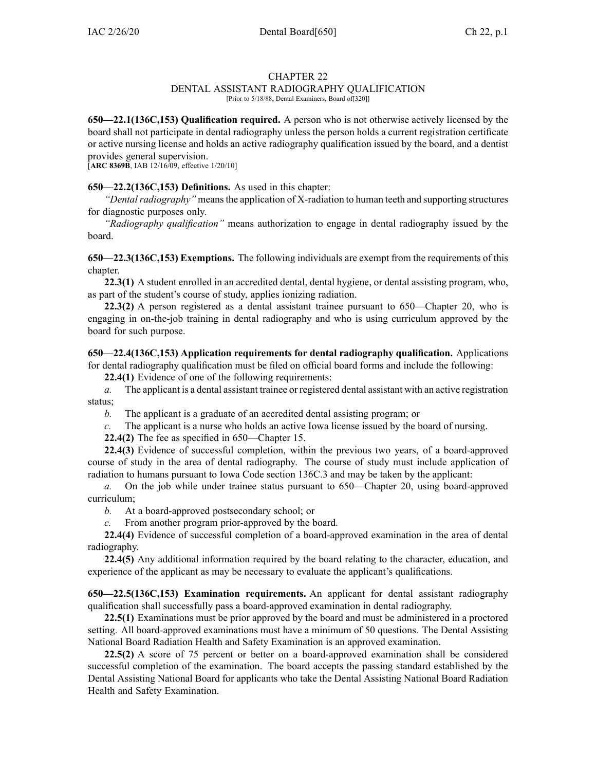# CHAPTER 22
## DENTAL ASSISTANT RADIOGRAPHY QUALIFICATION

[Prior to 5/18/88, Dental Examiners, Board of[320]]

**650—22.1(136C,153) Qualification required.** A person who is not otherwise actively licensed by the board shall not participate in dental radiography unless the person holds a current registration certificate or active nursing license and holds an active radiography qualification issued by the board, and a dentist provides general supervision.

[**ARC 8369B**, IAB 12/16/09, effective 1/20/10]

**650—22.2(136C,153) Definitions.** As used in this chapter:

*"Dental radiography"* means the application of X-radiation to human teeth and supporting structures for diagnostic purposes only.

*"Radiography qualification"* means authorization to engage in dental radiography issued by the board.

**650—22.3(136C,153) Exemptions.** The following individuals are exempt from the requirements of this chapter.

**22.3(1)** A student enrolled in an accredited dental, dental hygiene, or dental assisting program, who, as part of the student's course of study, applies ionizing radiation.

**22.3(2)** A person registered as a dental assistant trainee pursuant to 650—Chapter 20, who is engaging in on-the-job training in dental radiography and who is using curriculum approved by the board for such purpose.

**650—22.4(136C,153) Application requirements for dental radiography qualification.** Applications for dental radiography qualification must be filed on official board forms and include the following:

**22.4(1)** Evidence of one of the following requirements:

*a.* The applicant is a dental assistant trainee or registered dental assistant with an active registration status;

*b.* The applicant is a graduate of an accredited dental assisting program; or

*c.* The applicant is a nurse who holds an active Iowa license issued by the board of nursing.

**22.4(2)** The fee as specified in 650—Chapter 15.

**22.4(3)** Evidence of successful completion, within the previous two years, of a board-approved course of study in the area of dental radiography. The course of study must include application of radiation to humans pursuant to Iowa Code section 136C.3 and may be taken by the applicant:

*a.* On the job while under trainee status pursuant to 650—Chapter 20, using board-approved curriculum;

*b.* At a board-approved postsecondary school; or

*c.* From another program prior-approved by the board.

**22.4(4)** Evidence of successful completion of a board-approved examination in the area of dental radiography.

**22.4(5)** Any additional information required by the board relating to the character, education, and experience of the applicant as may be necessary to evaluate the applicant's qualifications.

**650—22.5(136C,153) Examination requirements.** An applicant for dental assistant radiography qualification shall successfully pass a board-approved examination in dental radiography.

**22.5(1)** Examinations must be prior approved by the board and must be administered in a proctored setting. All board-approved examinations must have a minimum of 50 questions. The Dental Assisting National Board Radiation Health and Safety Examination is an approved examination.

**22.5(2)** A score of 75 percent or better on a board-approved examination shall be considered successful completion of the examination. The board accepts the passing standard established by the Dental Assisting National Board for applicants who take the Dental Assisting National Board Radiation Health and Safety Examination.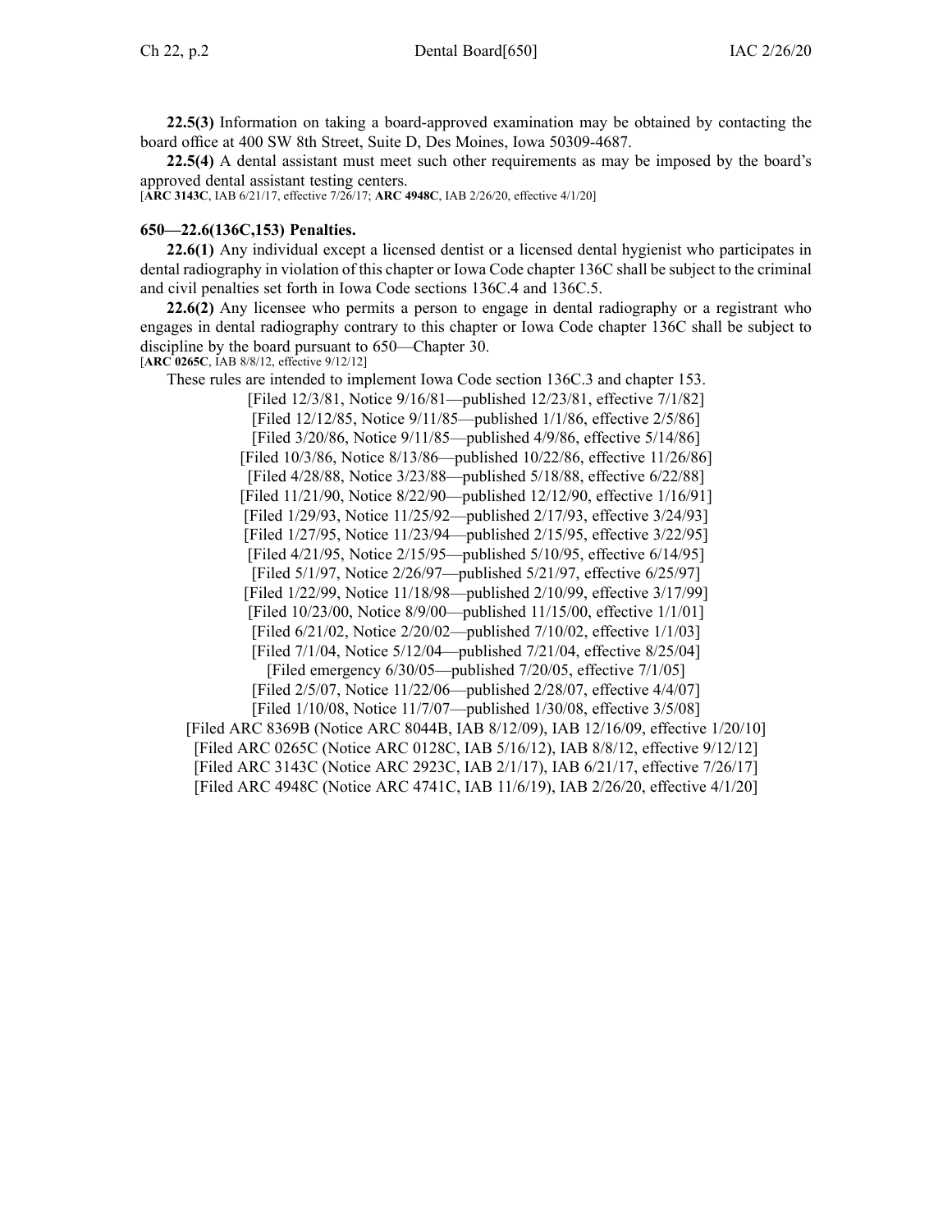**22.5(3)** Information on taking a board-approved examination may be obtained by contacting the board office at 400 SW 8th Street, Suite D, Des Moines, Iowa 50309-4687.

**22.5(4)** A dental assistant must meet such other requirements as may be imposed by the board's approved dental assistant testing centers.

[**ARC 3143C**, IAB 6/21/17, effective 7/26/17; **ARC 4948C**, IAB 2/26/20, effective 4/1/20]

**650—22.6(136C,153) Penalties.**

**22.6(1)** Any individual except a licensed dentist or a licensed dental hygienist who participates in dental radiography in violation of this chapter or Iowa Code chapter 136C shall be subject to the criminal and civil penalties set forth in Iowa Code sections 136C.4 and 136C.5.

**22.6(2)** Any licensee who permits a person to engage in dental radiography or a registrant who engages in dental radiography contrary to this chapter or Iowa Code chapter 136C shall be subject to discipline by the board pursuant to 650—Chapter 30.

[**ARC 0265C**, IAB 8/8/12, effective 9/12/12]

These rules are intended to implement Iowa Code section 136C.3 and chapter 153.

[Filed 12/3/81, Notice 9/16/81—published 12/23/81, effective 7/1/82]
[Filed 12/12/85, Notice 9/11/85—published 1/1/86, effective 2/5/86]
[Filed 3/20/86, Notice 9/11/85—published 4/9/86, effective 5/14/86]
[Filed 10/3/86, Notice 8/13/86—published 10/22/86, effective 11/26/86]
[Filed 4/28/88, Notice 3/23/88—published 5/18/88, effective 6/22/88]
[Filed 11/21/90, Notice 8/22/90—published 12/12/90, effective 1/16/91]
[Filed 1/29/93, Notice 11/25/92—published 2/17/93, effective 3/24/93]
[Filed 1/27/95, Notice 11/23/94—published 2/15/95, effective 3/22/95]
[Filed 4/21/95, Notice 2/15/95—published 5/10/95, effective 6/14/95]
[Filed 5/1/97, Notice 2/26/97—published 5/21/97, effective 6/25/97]
[Filed 1/22/99, Notice 11/18/98—published 2/10/99, effective 3/17/99]
[Filed 10/23/00, Notice 8/9/00—published 11/15/00, effective 1/1/01]
[Filed 6/21/02, Notice 2/20/02—published 7/10/02, effective 1/1/03]
[Filed 7/1/04, Notice 5/12/04—published 7/21/04, effective 8/25/04]
[Filed emergency 6/30/05—published 7/20/05, effective 7/1/05]
[Filed 2/5/07, Notice 11/22/06—published 2/28/07, effective 4/4/07]
[Filed 1/10/08, Notice 11/7/07—published 1/30/08, effective 3/5/08]
[Filed ARC 8369B (Notice ARC 8044B, IAB 8/12/09), IAB 12/16/09, effective 1/20/10]
[Filed ARC 0265C (Notice ARC 0128C, IAB 5/16/12), IAB 8/8/12, effective 9/12/12]
[Filed ARC 3143C (Notice ARC 2923C, IAB 2/1/17), IAB 6/21/17, effective 7/26/17]
[Filed ARC 4948C (Notice ARC 4741C, IAB 11/6/19), IAB 2/26/20, effective 4/1/20]